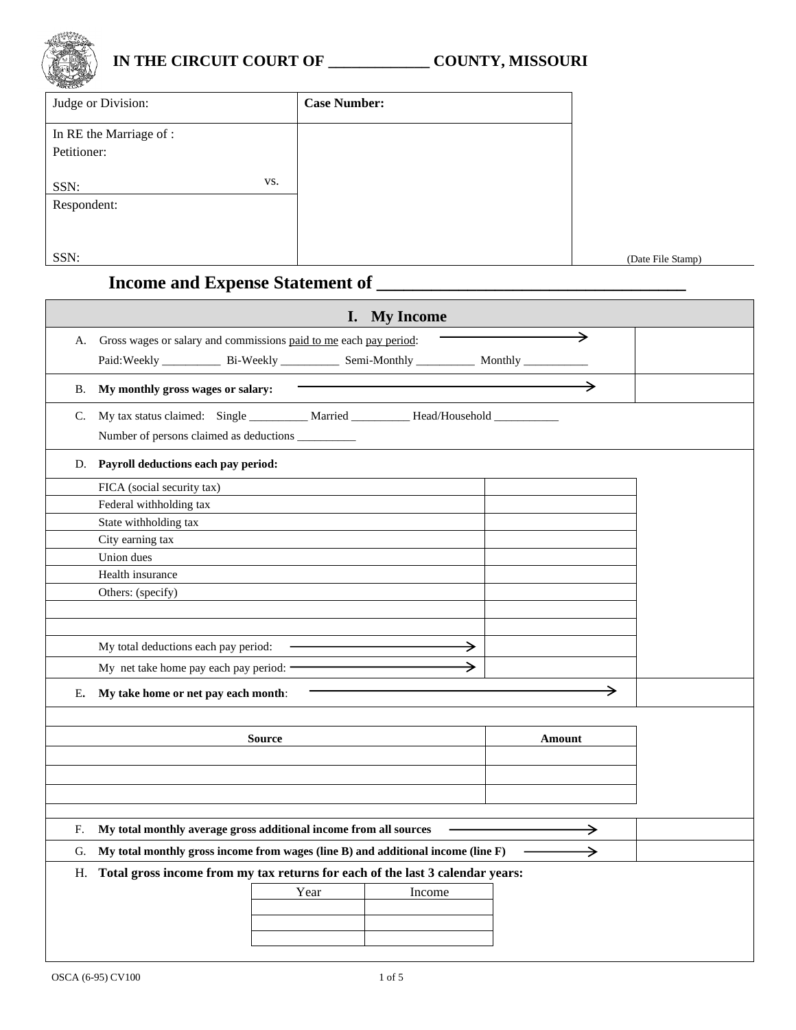# IN THE CIRCUIT COURT OF ____________ COUNTY, MISSOURI

| Judge or Division: | **Case Number:** | |
|---|---|---|
| In RE the Marriage of :<br>Petitioner:<br><br>SSN: vs. | | |
| Respondent:<br><br><br>SSN: | | (Date File Stamp) |

## Income and Expense Statement of ___________________________________

### I. My Income

A. Gross wages or salary and commissions paid to me each pay period: →

Paid: Weekly __________ Bi-Weekly __________ Semi-Monthly __________ Monthly ___________

B. **My monthly gross wages or salary:** →

C. My tax status claimed: Single __________ Married __________ Head/Household ___________

Number of persons claimed as deductions __________

D. **Payroll deductions each pay period:**

| | |
|---|---|
| FICA (social security tax) | |
| Federal withholding tax | |
| State withholding tax | |
| City earning tax | |
| Union dues | |
| Health insurance | |
| Others: (specify) | |
| | |
| | |
| My total deductions each pay period: → | |
| My net take home pay each pay period: → | |

E. **My take home or net pay each month**: →

| Source | Amount |
|---|---|
| | |
| | |
| | |

F. **My total monthly average gross additional income from all sources** →

G. **My total monthly gross income from wages (line B) and additional income (line F)** →

H. **Total gross income from my tax returns for each of the last 3 calendar years:**

| Year | Income |
|---|---|
| | |
| | |
| | |

OSCA (6-95) CV100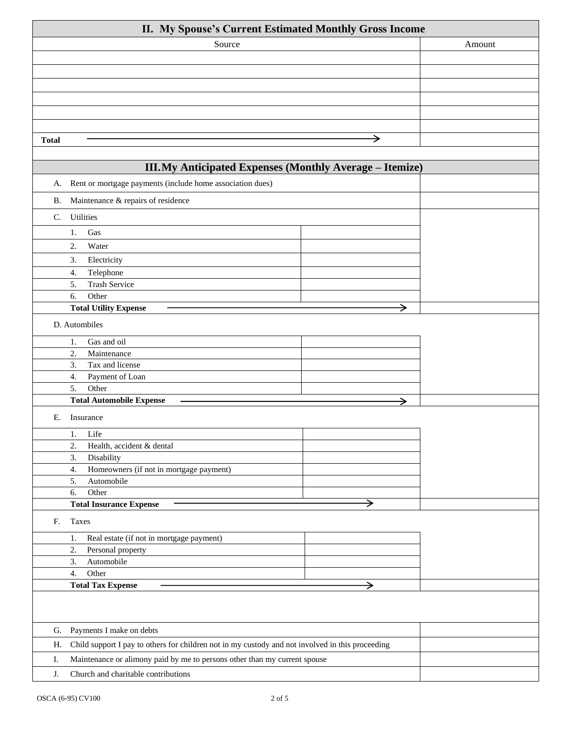## II. My Spouse's Current Estimated Monthly Gross Income

| Source | Amount |
|---|---|
| | |
| | |
| | |
| | |
| | |
| | |
| **Total** → | |

## III. My Anticipated Expenses (Monthly Average – Itemize)

| Item | | Amount |
|---|---|---|
| A. Rent or mortgage payments (include home association dues) | | |
| B. Maintenance & repairs of residence | | |
| C. Utilities | | |
| 1. Gas | | |
| 2. Water | | |
| 3. Electricity | | |
| 4. Telephone | | |
| 5. Trash Service | | |
| 6. Other | | |
| **Total Utility Expense** → | | |
| D. Autombiles | | |
| 1. Gas and oil | | |
| 2. Maintenance | | |
| 3. Tax and license | | |
| 4. Payment of Loan | | |
| 5. Other | | |
| **Total Automobile Expense** → | | |
| E. Insurance | | |
| 1. Life | | |
| 2. Health, accident & dental | | |
| 3. Disability | | |
| 4. Homeowners (if not in mortgage payment) | | |
| 5. Automobile | | |
| 6. Other | | |
| **Total Insurance Expense** → | | |
| F. Taxes | | |
| 1. Real estate (if not in mortgage payment) | | |
| 2. Personal property | | |
| 3. Automobile | | |
| 4. Other | | |
| **Total Tax Expense** → | | |
| | | |
| G. Payments I make on debts | | |
| H. Child support I pay to others for children not in my custody and not involved in this proceeding | | |
| I. Maintenance or alimony paid by me to persons other than my current spouse | | |
| J. Church and charitable contributions | | |

OSCA (6-95) CV100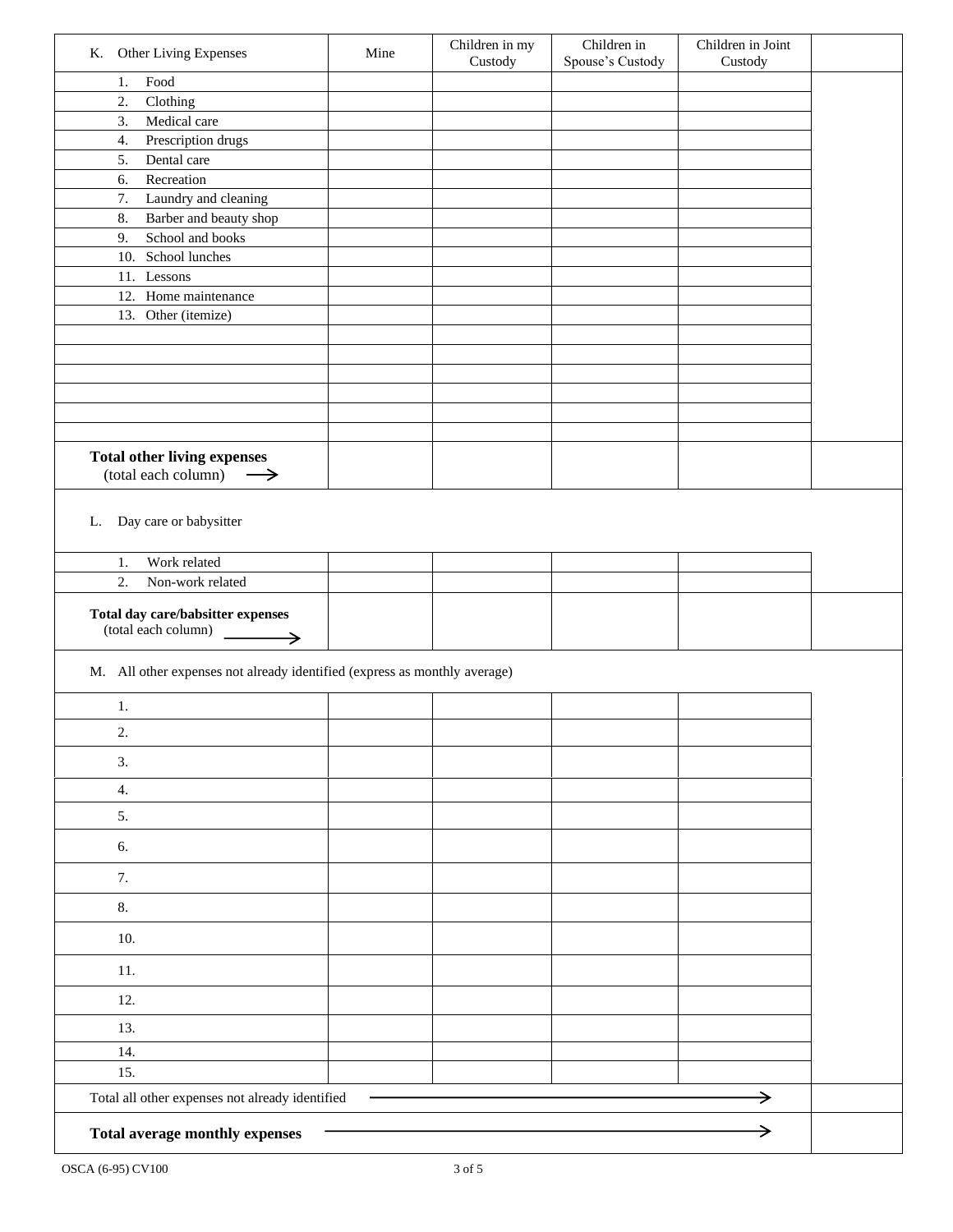| K. Other Living Expenses | Mine | Children in my Custody | Children in Spouse's Custody | Children in Joint Custody | |
|---|---|---|---|---|---|
| 1. Food | | | | | |
| 2. Clothing | | | | | |
| 3. Medical care | | | | | |
| 4. Prescription drugs | | | | | |
| 5. Dental care | | | | | |
| 6. Recreation | | | | | |
| 7. Laundry and cleaning | | | | | |
| 8. Barber and beauty shop | | | | | |
| 9. School and books | | | | | |
| 10. School lunches | | | | | |
| 11. Lessons | | | | | |
| 12. Home maintenance | | | | | |
| 13. Other (itemize) | | | | | |
| | | | | | |
| | | | | | |
| | | | | | |
| | | | | | |
| | | | | | |
| | | | | | |
| **Total other living expenses** (total each column) → | | | | | |

| L. Day care or babysitter | | | | | |
|---|---|---|---|---|---|
| 1. Work related | | | | | |
| 2. Non-work related | | | | | |
| **Total day care/babsitter expenses** (total each column) → | | | | | |

| M. All other expenses not already identified (express as monthly average) | | | | | |
|---|---|---|---|---|---|
| 1. | | | | | |
| 2. | | | | | |
| 3. | | | | | |
| 4. | | | | | |
| 5. | | | | | |
| 6. | | | | | |
| 7. | | | | | |
| 8. | | | | | |
| 10. | | | | | |
| 11. | | | | | |
| 12. | | | | | |
| 13. | | | | | |
| 14. | | | | | |
| 15. | | | | | |
| Total all other expenses not already identified → | | | | | |
| **Total average monthly expenses** → | | | | | |

OSCA (6-95) CV100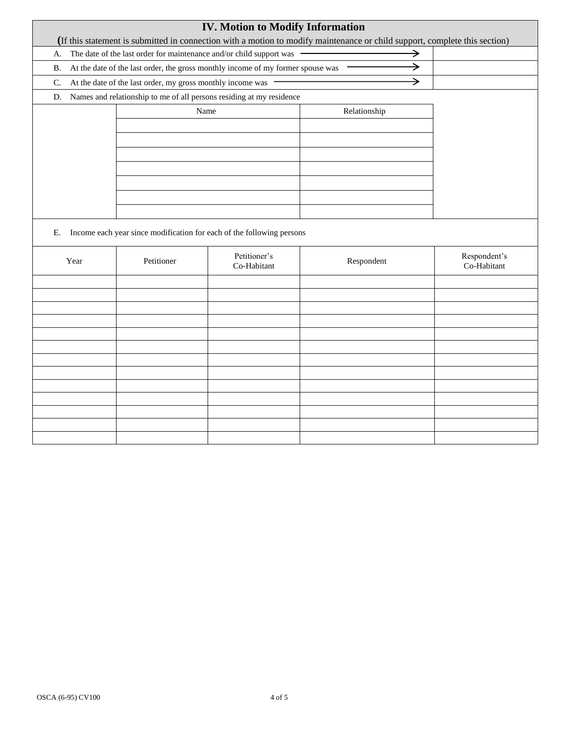## IV. Motion to Modify Information

(If this statement is submitted in connection with a motion to modify maintenance or child support, complete this section)

| | |
|---|---|
| A. The date of the last order for maintenance and/or child support was → | |
| B. At the date of the last order, the gross monthly income of my former spouse was → | |
| C. At the date of the last order, my gross monthly income was → | |

D. Names and relationship to me of all persons residing at my residence

| Name | Relationship |
|---|---|
| | |
| | |
| | |
| | |
| | |
| | |
| | |

E. Income each year since modification for each of the following persons

| Year | Petitioner | Petitioner's Co-Habitant | Respondent | Respondent's Co-Habitant |
|---|---|---|---|---|
| | | | | |
| | | | | |
| | | | | |
| | | | | |
| | | | | |
| | | | | |
| | | | | |
| | | | | |
| | | | | |
| | | | | |
| | | | | |
| | | | | |
| | | | | |

OSCA (6-95) CV100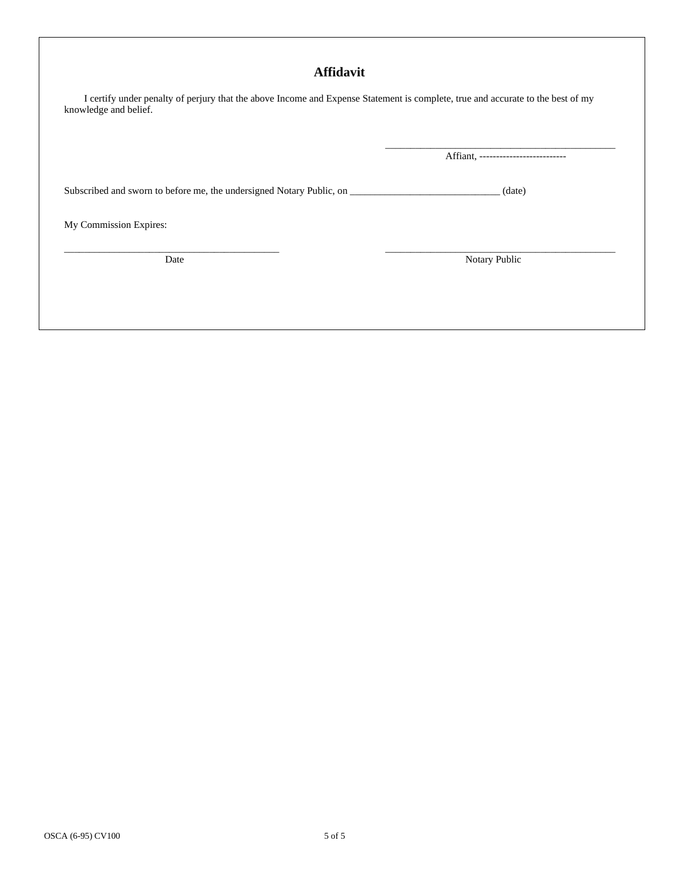## Affidavit

I certify under penalty of perjury that the above Income and Expense Statement is complete, true and accurate to the best of my knowledge and belief.

_______________________________________________
Affiant, --------------------------

Subscribed and sworn to before me, the undersigned Notary Public, on _____________________________ (date)

My Commission Expires:

_____________________________________________
Date

_______________________________________________
Notary Public

OSCA (6-95) CV100